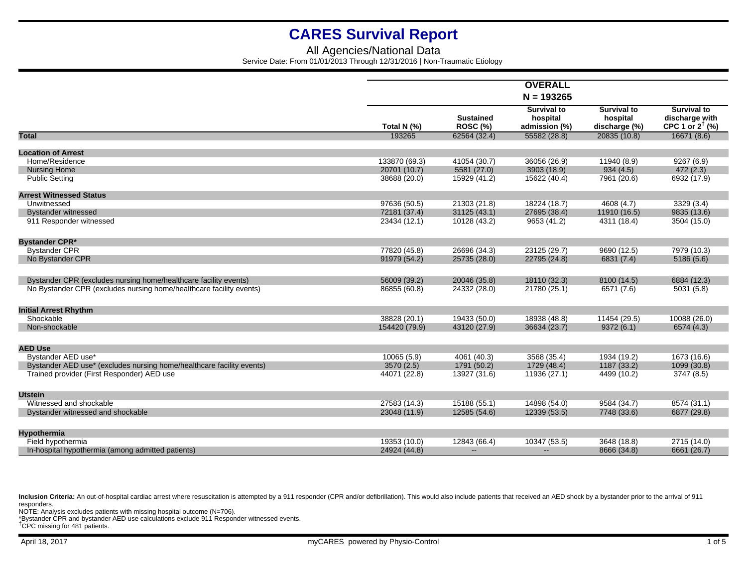# CARES Survival Report

All Agencies/National Data

Service Date: From 01/01/2013 Through 12/31/2016 | Non-Traumatic Etiology

| | OVERALL N = 193265 | | | | |
|---|---|---|---|---|---|
| | Total N (%) | Sustained ROSC (%) | Survival to hospital admission (%) | Survival to hospital discharge (%) | Survival to discharge with CPC 1 or 2[†] (%) |
| **Total** | 193265 | 62564 (32.4) | 55582 (28.8) | 20835 (10.8) | 16671 (8.6) |
| **Location of Arrest** | | | | | |
| Home/Residence | 133870 (69.3) | 41054 (30.7) | 36056 (26.9) | 11940 (8.9) | 9267 (6.9) |
| Nursing Home | 20701 (10.7) | 5581 (27.0) | 3903 (18.9) | 934 (4.5) | 472 (2.3) |
| Public Setting | 38688 (20.0) | 15929 (41.2) | 15622 (40.4) | 7961 (20.6) | 6932 (17.9) |
| **Arrest Witnessed Status** | | | | | |
| Unwitnessed | 97636 (50.5) | 21303 (21.8) | 18224 (18.7) | 4608 (4.7) | 3329 (3.4) |
| Bystander witnessed | 72181 (37.4) | 31125 (43.1) | 27695 (38.4) | 11910 (16.5) | 9835 (13.6) |
| 911 Responder witnessed | 23434 (12.1) | 10128 (43.2) | 9653 (41.2) | 4311 (18.4) | 3504 (15.0) |
| **Bystander CPR*** | | | | | |
| Bystander CPR | 77820 (45.8) | 26696 (34.3) | 23125 (29.7) | 9690 (12.5) | 7979 (10.3) |
| No Bystander CPR | 91979 (54.2) | 25735 (28.0) | 22795 (24.8) | 6831 (7.4) | 5186 (5.6) |
| Bystander CPR (excludes nursing home/healthcare facility events) | 56009 (39.2) | 20046 (35.8) | 18110 (32.3) | 8100 (14.5) | 6884 (12.3) |
| No Bystander CPR (excludes nursing home/healthcare facility events) | 86855 (60.8) | 24332 (28.0) | 21780 (25.1) | 6571 (7.6) | 5031 (5.8) |
| **Initial Arrest Rhythm** | | | | | |
| Shockable | 38828 (20.1) | 19433 (50.0) | 18938 (48.8) | 11454 (29.5) | 10088 (26.0) |
| Non-shockable | 154420 (79.9) | 43120 (27.9) | 36634 (23.7) | 9372 (6.1) | 6574 (4.3) |
| **AED Use** | | | | | |
| Bystander AED use* | 10065 (5.9) | 4061 (40.3) | 3568 (35.4) | 1934 (19.2) | 1673 (16.6) |
| Bystander AED use* (excludes nursing home/healthcare facility events) | 3570 (2.5) | 1791 (50.2) | 1729 (48.4) | 1187 (33.2) | 1099 (30.8) |
| Trained provider (First Responder) AED use | 44071 (22.8) | 13927 (31.6) | 11936 (27.1) | 4499 (10.2) | 3747 (8.5) |
| **Utstein** | | | | | |
| Witnessed and shockable | 27583 (14.3) | 15188 (55.1) | 14898 (54.0) | 9584 (34.7) | 8574 (31.1) |
| Bystander witnessed and shockable | 23048 (11.9) | 12585 (54.6) | 12339 (53.5) | 7748 (33.6) | 6877 (29.8) |
| **Hypothermia** | | | | | |
| Field hypothermia | 19353 (10.0) | 12843 (66.4) | 10347 (53.5) | 3648 (18.8) | 2715 (14.0) |
| In-hospital hypothermia (among admitted patients) | 24924 (44.8) | -- | -- | 8666 (34.8) | 6661 (26.7) |

**Inclusion Criteria:** An out-of-hospital cardiac arrest where resuscitation is attempted by a 911 responder (CPR and/or defibrillation). This would also include patients that received an AED shock by a bystander prior to the arrival of 911 responders.

NOTE: Analysis excludes patients with missing hospital outcome (N=706).

*Bystander CPR and bystander AED use calculations exclude 911 Responder witnessed events.

[†]CPC missing for 481 patients.

April 18, 2017

myCARES powered by Physio-Control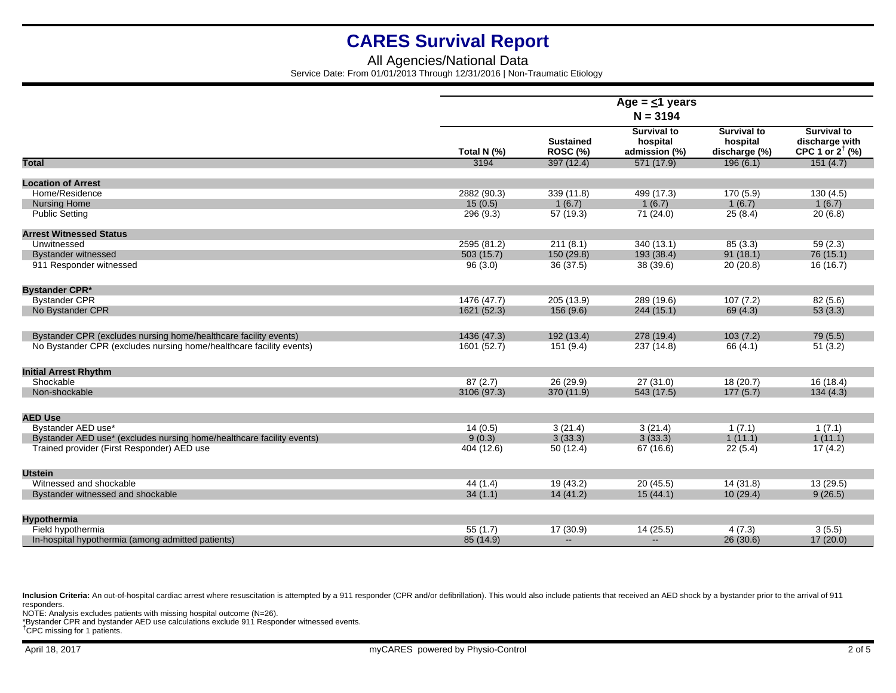# CARES Survival Report

All Agencies/National Data

Service Date: From 01/01/2013 Through 12/31/2016 | Non-Traumatic Etiology

| | Age = ≤1 years N = 3194 | | | | |
|---|---|---|---|---|---|
| | Total N (%) | Sustained ROSC (%) | Survival to hospital admission (%) | Survival to hospital discharge (%) | Survival to discharge with CPC 1 or 2[†] (%) |
| **Total** | 3194 | 397 (12.4) | 571 (17.9) | 196 (6.1) | 151 (4.7) |
| **Location of Arrest** | | | | | |
| Home/Residence | 2882 (90.3) | 339 (11.8) | 499 (17.3) | 170 (5.9) | 130 (4.5) |
| Nursing Home | 15 (0.5) | 1 (6.7) | 1 (6.7) | 1 (6.7) | 1 (6.7) |
| Public Setting | 296 (9.3) | 57 (19.3) | 71 (24.0) | 25 (8.4) | 20 (6.8) |
| **Arrest Witnessed Status** | | | | | |
| Unwitnessed | 2595 (81.2) | 211 (8.1) | 340 (13.1) | 85 (3.3) | 59 (2.3) |
| Bystander witnessed | 503 (15.7) | 150 (29.8) | 193 (38.4) | 91 (18.1) | 76 (15.1) |
| 911 Responder witnessed | 96 (3.0) | 36 (37.5) | 38 (39.6) | 20 (20.8) | 16 (16.7) |
| **Bystander CPR*** | | | | | |
| Bystander CPR | 1476 (47.7) | 205 (13.9) | 289 (19.6) | 107 (7.2) | 82 (5.6) |
| No Bystander CPR | 1621 (52.3) | 156 (9.6) | 244 (15.1) | 69 (4.3) | 53 (3.3) |
| Bystander CPR (excludes nursing home/healthcare facility events) | 1436 (47.3) | 192 (13.4) | 278 (19.4) | 103 (7.2) | 79 (5.5) |
| No Bystander CPR (excludes nursing home/healthcare facility events) | 1601 (52.7) | 151 (9.4) | 237 (14.8) | 66 (4.1) | 51 (3.2) |
| **Initial Arrest Rhythm** | | | | | |
| Shockable | 87 (2.7) | 26 (29.9) | 27 (31.0) | 18 (20.7) | 16 (18.4) |
| Non-shockable | 3106 (97.3) | 370 (11.9) | 543 (17.5) | 177 (5.7) | 134 (4.3) |
| **AED Use** | | | | | |
| Bystander AED use* | 14 (0.5) | 3 (21.4) | 3 (21.4) | 1 (7.1) | 1 (7.1) |
| Bystander AED use* (excludes nursing home/healthcare facility events) | 9 (0.3) | 3 (33.3) | 3 (33.3) | 1 (11.1) | 1 (11.1) |
| Trained provider (First Responder) AED use | 404 (12.6) | 50 (12.4) | 67 (16.6) | 22 (5.4) | 17 (4.2) |
| **Utstein** | | | | | |
| Witnessed and shockable | 44 (1.4) | 19 (43.2) | 20 (45.5) | 14 (31.8) | 13 (29.5) |
| Bystander witnessed and shockable | 34 (1.1) | 14 (41.2) | 15 (44.1) | 10 (29.4) | 9 (26.5) |
| **Hypothermia** | | | | | |
| Field hypothermia | 55 (1.7) | 17 (30.9) | 14 (25.5) | 4 (7.3) | 3 (5.5) |
| In-hospital hypothermia (among admitted patients) | 85 (14.9) | -- | -- | 26 (30.6) | 17 (20.0) |

**Inclusion Criteria:** An out-of-hospital cardiac arrest where resuscitation is attempted by a 911 responder (CPR and/or defibrillation). This would also include patients that received an AED shock by a bystander prior to the arrival of 911 responders.

NOTE: Analysis excludes patients with missing hospital outcome (N=26).

*Bystander CPR and bystander AED use calculations exclude 911 Responder witnessed events.

[†]CPC missing for 1 patients.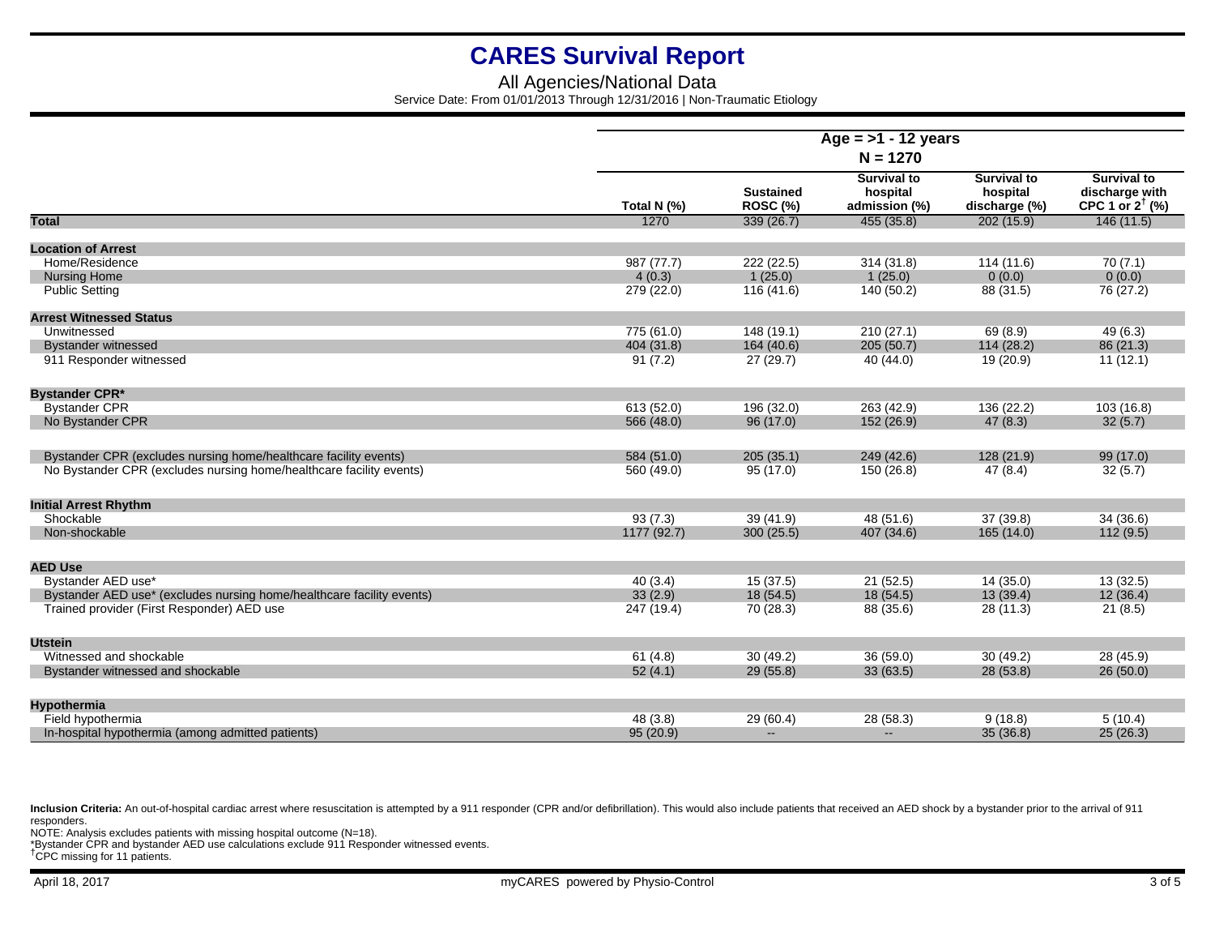# CARES Survival Report

All Agencies/National Data

Service Date: From 01/01/2013 Through 12/31/2016 | Non-Traumatic Etiology

| | Age = >1 - 12 years | | | | |
|---|---|---|---|---|---|
| | N = 1270 | | | | |
| | Total N (%) | Sustained ROSC (%) | Survival to hospital admission (%) | Survival to hospital discharge (%) | Survival to discharge with CPC 1 or 2[†] (%) |
| **Total** | 1270 | 339 (26.7) | 455 (35.8) | 202 (15.9) | 146 (11.5) |
| **Location of Arrest** | | | | | |
| Home/Residence | 987 (77.7) | 222 (22.5) | 314 (31.8) | 114 (11.6) | 70 (7.1) |
| Nursing Home | 4 (0.3) | 1 (25.0) | 1 (25.0) | 0 (0.0) | 0 (0.0) |
| Public Setting | 279 (22.0) | 116 (41.6) | 140 (50.2) | 88 (31.5) | 76 (27.2) |
| **Arrest Witnessed Status** | | | | | |
| Unwitnessed | 775 (61.0) | 148 (19.1) | 210 (27.1) | 69 (8.9) | 49 (6.3) |
| Bystander witnessed | 404 (31.8) | 164 (40.6) | 205 (50.7) | 114 (28.2) | 86 (21.3) |
| 911 Responder witnessed | 91 (7.2) | 27 (29.7) | 40 (44.0) | 19 (20.9) | 11 (12.1) |
| **Bystander CPR*** | | | | | |
| Bystander CPR | 613 (52.0) | 196 (32.0) | 263 (42.9) | 136 (22.2) | 103 (16.8) |
| No Bystander CPR | 566 (48.0) | 96 (17.0) | 152 (26.9) | 47 (8.3) | 32 (5.7) |
| Bystander CPR (excludes nursing home/healthcare facility events) | 584 (51.0) | 205 (35.1) | 249 (42.6) | 128 (21.9) | 99 (17.0) |
| No Bystander CPR (excludes nursing home/healthcare facility events) | 560 (49.0) | 95 (17.0) | 150 (26.8) | 47 (8.4) | 32 (5.7) |
| **Initial Arrest Rhythm** | | | | | |
| Shockable | 93 (7.3) | 39 (41.9) | 48 (51.6) | 37 (39.8) | 34 (36.6) |
| Non-shockable | 1177 (92.7) | 300 (25.5) | 407 (34.6) | 165 (14.0) | 112 (9.5) |
| **AED Use** | | | | | |
| Bystander AED use* | 40 (3.4) | 15 (37.5) | 21 (52.5) | 14 (35.0) | 13 (32.5) |
| Bystander AED use* (excludes nursing home/healthcare facility events) | 33 (2.9) | 18 (54.5) | 18 (54.5) | 13 (39.4) | 12 (36.4) |
| Trained provider (First Responder) AED use | 247 (19.4) | 70 (28.3) | 88 (35.6) | 28 (11.3) | 21 (8.5) |
| **Utstein** | | | | | |
| Witnessed and shockable | 61 (4.8) | 30 (49.2) | 36 (59.0) | 30 (49.2) | 28 (45.9) |
| Bystander witnessed and shockable | 52 (4.1) | 29 (55.8) | 33 (63.5) | 28 (53.8) | 26 (50.0) |
| **Hypothermia** | | | | | |
| Field hypothermia | 48 (3.8) | 29 (60.4) | 28 (58.3) | 9 (18.8) | 5 (10.4) |
| In-hospital hypothermia (among admitted patients) | 95 (20.9) | -- | -- | 35 (36.8) | 25 (26.3) |

**Inclusion Criteria:** An out-of-hospital cardiac arrest where resuscitation is attempted by a 911 responder (CPR and/or defibrillation). This would also include patients that received an AED shock by a bystander prior to the arrival of 911 responders.

NOTE: Analysis excludes patients with missing hospital outcome (N=18).

*Bystander CPR and bystander AED use calculations exclude 911 Responder witnessed events.

[†]CPC missing for 11 patients.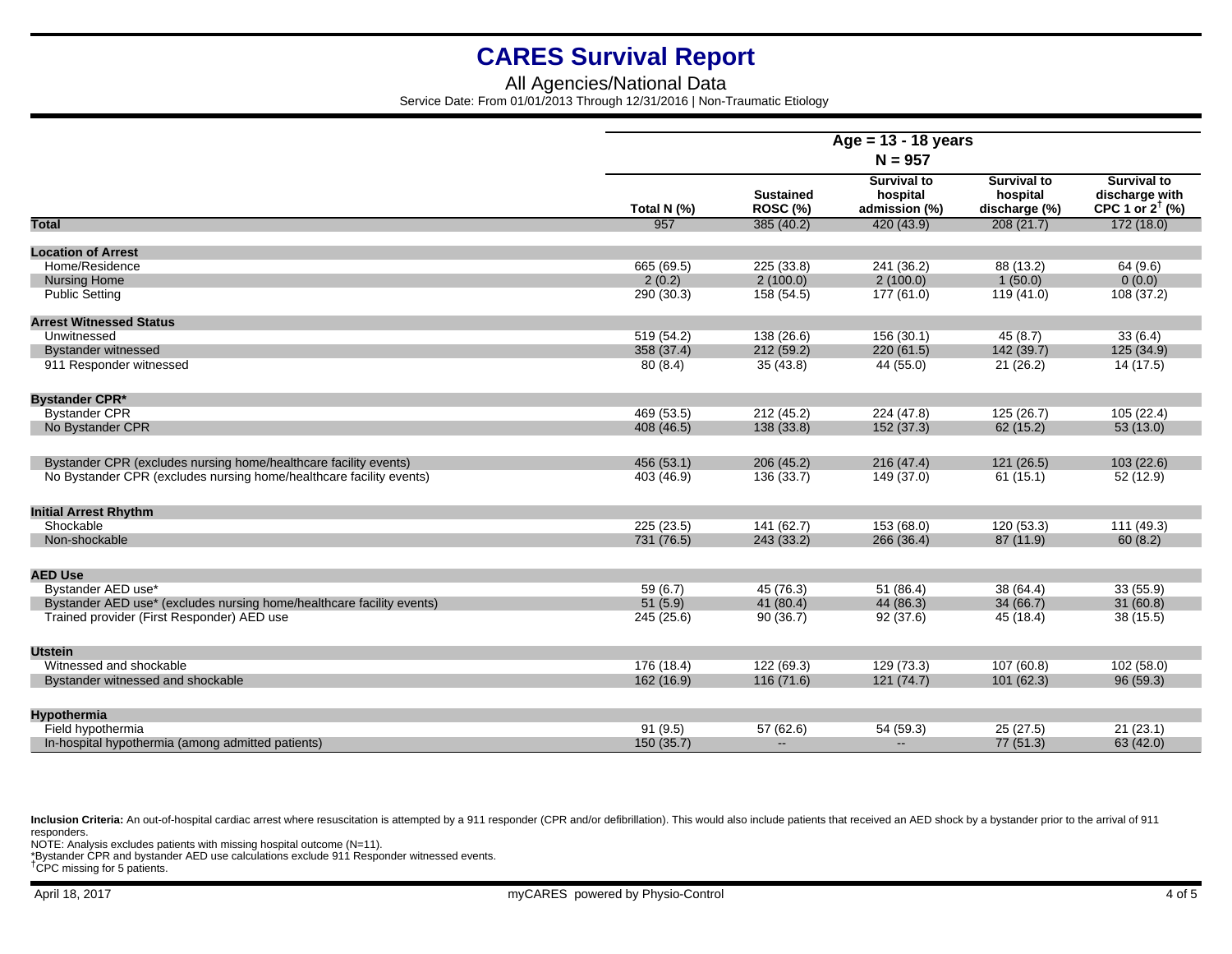# CARES Survival Report

All Agencies/National Data

Service Date: From 01/01/2013 Through 12/31/2016 | Non-Traumatic Etiology

| | Age = 13 - 18 years N = 957 | | | | |
|---|---|---|---|---|---|
| | Total N (%) | Sustained ROSC (%) | Survival to hospital admission (%) | Survival to hospital discharge (%) | Survival to discharge with CPC 1 or 2[†] (%) |
| **Total** | 957 | 385 (40.2) | 420 (43.9) | 208 (21.7) | 172 (18.0) |
| **Location of Arrest** | | | | | |
| Home/Residence | 665 (69.5) | 225 (33.8) | 241 (36.2) | 88 (13.2) | 64 (9.6) |
| Nursing Home | 2 (0.2) | 2 (100.0) | 2 (100.0) | 1 (50.0) | 0 (0.0) |
| Public Setting | 290 (30.3) | 158 (54.5) | 177 (61.0) | 119 (41.0) | 108 (37.2) |
| **Arrest Witnessed Status** | | | | | |
| Unwitnessed | 519 (54.2) | 138 (26.6) | 156 (30.1) | 45 (8.7) | 33 (6.4) |
| Bystander witnessed | 358 (37.4) | 212 (59.2) | 220 (61.5) | 142 (39.7) | 125 (34.9) |
| 911 Responder witnessed | 80 (8.4) | 35 (43.8) | 44 (55.0) | 21 (26.2) | 14 (17.5) |
| **Bystander CPR*** | | | | | |
| Bystander CPR | 469 (53.5) | 212 (45.2) | 224 (47.8) | 125 (26.7) | 105 (22.4) |
| No Bystander CPR | 408 (46.5) | 138 (33.8) | 152 (37.3) | 62 (15.2) | 53 (13.0) |
| Bystander CPR (excludes nursing home/healthcare facility events) | 456 (53.1) | 206 (45.2) | 216 (47.4) | 121 (26.5) | 103 (22.6) |
| No Bystander CPR (excludes nursing home/healthcare facility events) | 403 (46.9) | 136 (33.7) | 149 (37.0) | 61 (15.1) | 52 (12.9) |
| **Initial Arrest Rhythm** | | | | | |
| Shockable | 225 (23.5) | 141 (62.7) | 153 (68.0) | 120 (53.3) | 111 (49.3) |
| Non-shockable | 731 (76.5) | 243 (33.2) | 266 (36.4) | 87 (11.9) | 60 (8.2) |
| **AED Use** | | | | | |
| Bystander AED use* | 59 (6.7) | 45 (76.3) | 51 (86.4) | 38 (64.4) | 33 (55.9) |
| Bystander AED use* (excludes nursing home/healthcare facility events) | 51 (5.9) | 41 (80.4) | 44 (86.3) | 34 (66.7) | 31 (60.8) |
| Trained provider (First Responder) AED use | 245 (25.6) | 90 (36.7) | 92 (37.6) | 45 (18.4) | 38 (15.5) |
| **Utstein** | | | | | |
| Witnessed and shockable | 176 (18.4) | 122 (69.3) | 129 (73.3) | 107 (60.8) | 102 (58.0) |
| Bystander witnessed and shockable | 162 (16.9) | 116 (71.6) | 121 (74.7) | 101 (62.3) | 96 (59.3) |
| **Hypothermia** | | | | | |
| Field hypothermia | 91 (9.5) | 57 (62.6) | 54 (59.3) | 25 (27.5) | 21 (23.1) |
| In-hospital hypothermia (among admitted patients) | 150 (35.7) | -- | -- | 77 (51.3) | 63 (42.0) |

**Inclusion Criteria:** An out-of-hospital cardiac arrest where resuscitation is attempted by a 911 responder (CPR and/or defibrillation). This would also include patients that received an AED shock by a bystander prior to the arrival of 911 responders.

NOTE: Analysis excludes patients with missing hospital outcome (N=11).

*Bystander CPR and bystander AED use calculations exclude 911 Responder witnessed events.

[†]CPC missing for 5 patients.

April 18, 2017

myCARES powered by Physio-Control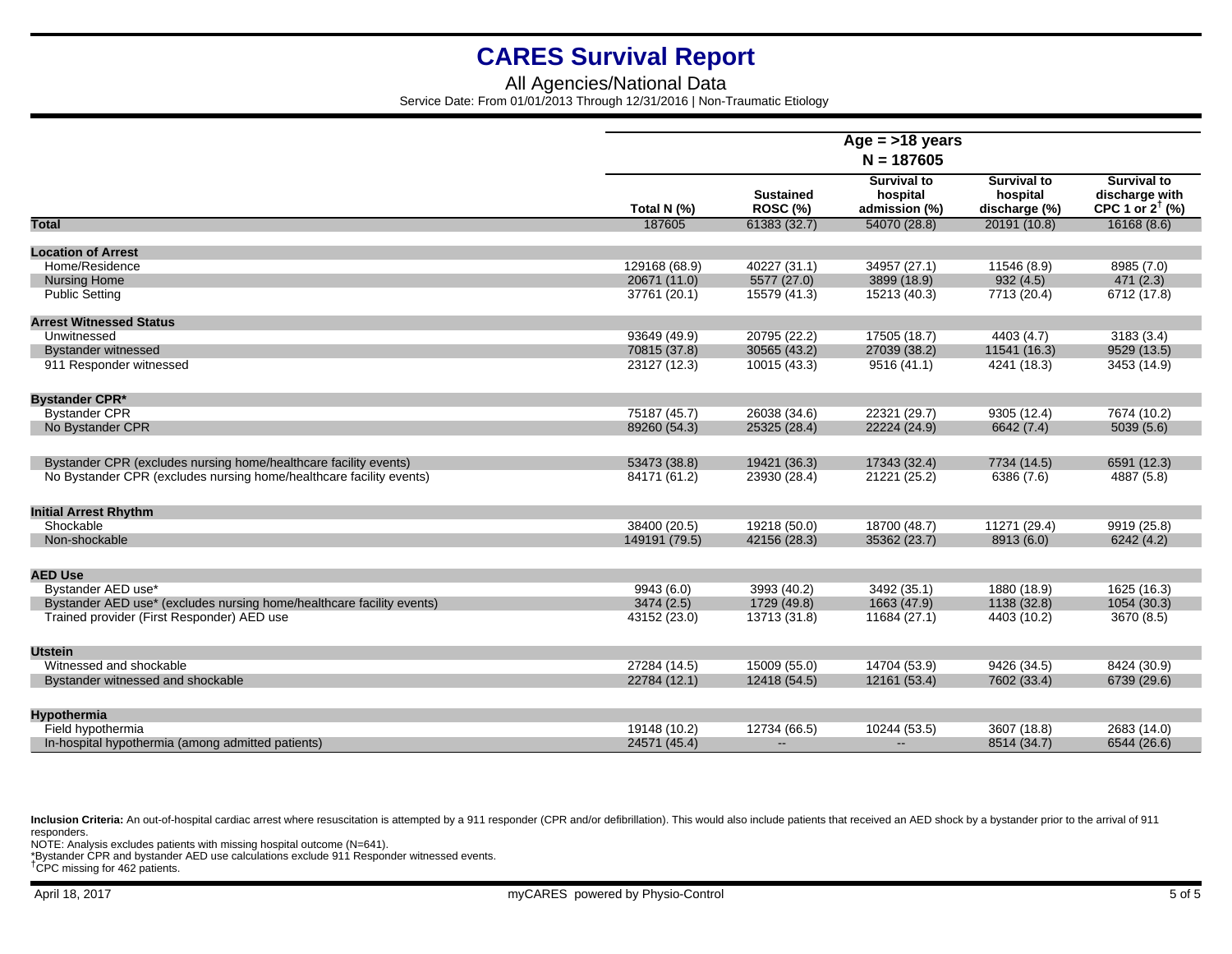# CARES Survival Report

All Agencies/National Data

Service Date: From 01/01/2013 Through 12/31/2016 | Non-Traumatic Etiology

| | Age = >18 years N = 187605 | | | | |
|---|---|---|---|---|---|
| | Total N (%) | Sustained ROSC (%) | Survival to hospital admission (%) | Survival to hospital discharge (%) | Survival to discharge with CPC 1 or 2[†] (%) |
| **Total** | 187605 | 61383 (32.7) | 54070 (28.8) | 20191 (10.8) | 16168 (8.6) |
| **Location of Arrest** | | | | | |
| Home/Residence | 129168 (68.9) | 40227 (31.1) | 34957 (27.1) | 11546 (8.9) | 8985 (7.0) |
| Nursing Home | 20671 (11.0) | 5577 (27.0) | 3899 (18.9) | 932 (4.5) | 471 (2.3) |
| Public Setting | 37761 (20.1) | 15579 (41.3) | 15213 (40.3) | 7713 (20.4) | 6712 (17.8) |
| **Arrest Witnessed Status** | | | | | |
| Unwitnessed | 93649 (49.9) | 20795 (22.2) | 17505 (18.7) | 4403 (4.7) | 3183 (3.4) |
| Bystander witnessed | 70815 (37.8) | 30565 (43.2) | 27039 (38.2) | 11541 (16.3) | 9529 (13.5) |
| 911 Responder witnessed | 23127 (12.3) | 10015 (43.3) | 9516 (41.1) | 4241 (18.3) | 3453 (14.9) |
| **Bystander CPR*** | | | | | |
| Bystander CPR | 75187 (45.7) | 26038 (34.6) | 22321 (29.7) | 9305 (12.4) | 7674 (10.2) |
| No Bystander CPR | 89260 (54.3) | 25325 (28.4) | 22224 (24.9) | 6642 (7.4) | 5039 (5.6) |
| Bystander CPR (excludes nursing home/healthcare facility events) | 53473 (38.8) | 19421 (36.3) | 17343 (32.4) | 7734 (14.5) | 6591 (12.3) |
| No Bystander CPR (excludes nursing home/healthcare facility events) | 84171 (61.2) | 23930 (28.4) | 21221 (25.2) | 6386 (7.6) | 4887 (5.8) |
| **Initial Arrest Rhythm** | | | | | |
| Shockable | 38400 (20.5) | 19218 (50.0) | 18700 (48.7) | 11271 (29.4) | 9919 (25.8) |
| Non-shockable | 149191 (79.5) | 42156 (28.3) | 35362 (23.7) | 8913 (6.0) | 6242 (4.2) |
| **AED Use** | | | | | |
| Bystander AED use* | 9943 (6.0) | 3993 (40.2) | 3492 (35.1) | 1880 (18.9) | 1625 (16.3) |
| Bystander AED use* (excludes nursing home/healthcare facility events) | 3474 (2.5) | 1729 (49.8) | 1663 (47.9) | 1138 (32.8) | 1054 (30.3) |
| Trained provider (First Responder) AED use | 43152 (23.0) | 13713 (31.8) | 11684 (27.1) | 4403 (10.2) | 3670 (8.5) |
| **Utstein** | | | | | |
| Witnessed and shockable | 27284 (14.5) | 15009 (55.0) | 14704 (53.9) | 9426 (34.5) | 8424 (30.9) |
| Bystander witnessed and shockable | 22784 (12.1) | 12418 (54.5) | 12161 (53.4) | 7602 (33.4) | 6739 (29.6) |
| **Hypothermia** | | | | | |
| Field hypothermia | 19148 (10.2) | 12734 (66.5) | 10244 (53.5) | 3607 (18.8) | 2683 (14.0) |
| In-hospital hypothermia (among admitted patients) | 24571 (45.4) | -- | -- | 8514 (34.7) | 6544 (26.6) |

**Inclusion Criteria:** An out-of-hospital cardiac arrest where resuscitation is attempted by a 911 responder (CPR and/or defibrillation). This would also include patients that received an AED shock by a bystander prior to the arrival of 911 responders.

NOTE: Analysis excludes patients with missing hospital outcome (N=641).

*Bystander CPR and bystander AED use calculations exclude 911 Responder witnessed events.

[†]CPC missing for 462 patients.

April 18, 2017

myCARES powered by Physio-Control